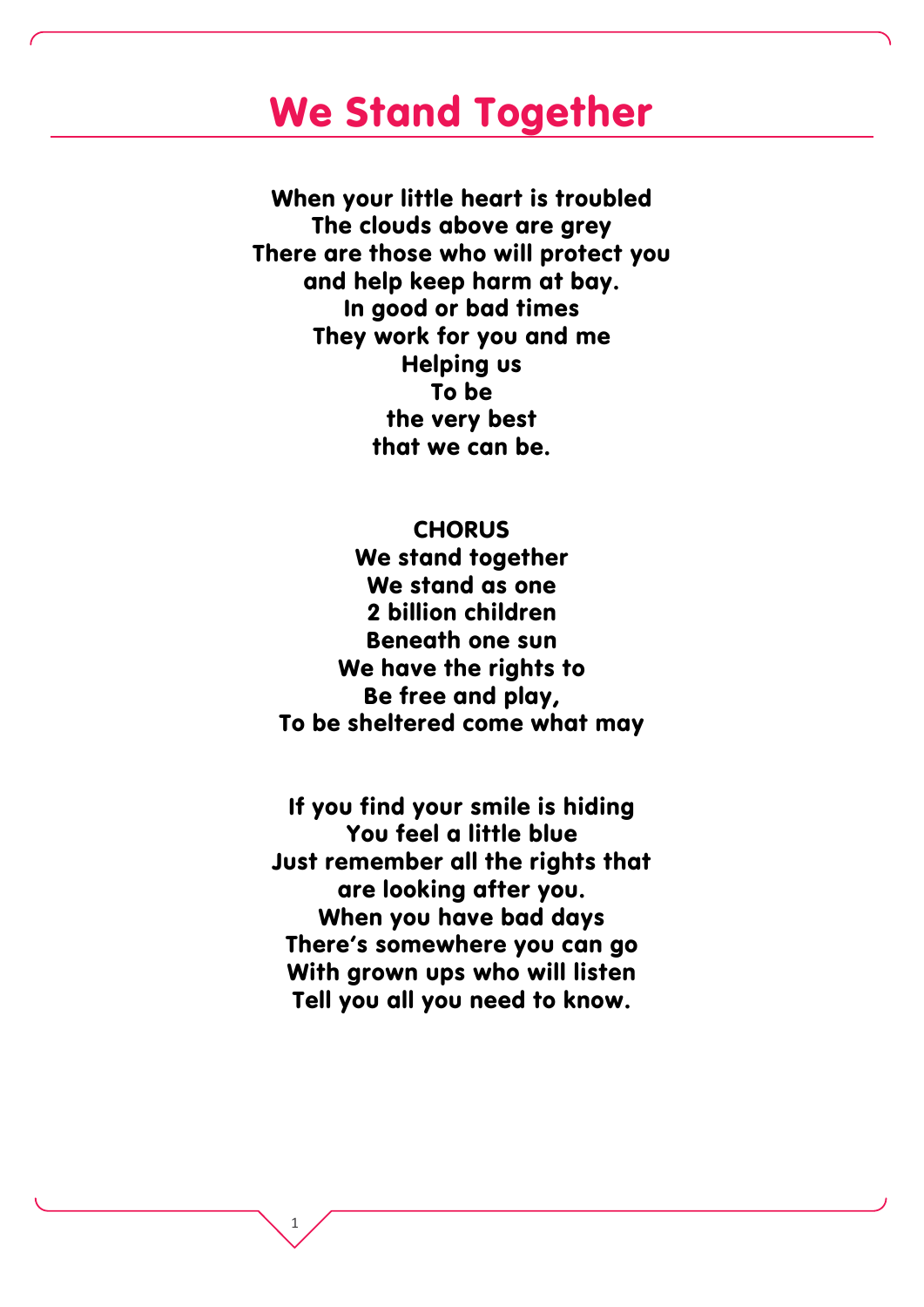# We Stand Together

**When your little heart is troubled**
**The clouds above are grey**
**There are those who will protect you**
**and help keep harm at bay.**
**In good or bad times**
**They work for you and me**
**Helping us**
**To be**
**the very best**
**that we can be.**

**CHORUS**
**We stand together**
**We stand as one**
**2 billion children**
**Beneath one sun**
**We have the rights to**
**Be free and play,**
**To be sheltered come what may**

**If you find your smile is hiding**
**You feel a little blue**
**Just remember all the rights that**
**are looking after you.**
**When you have bad days**
**There's somewhere you can go**
**With grown ups who will listen**
**Tell you all you need to know.**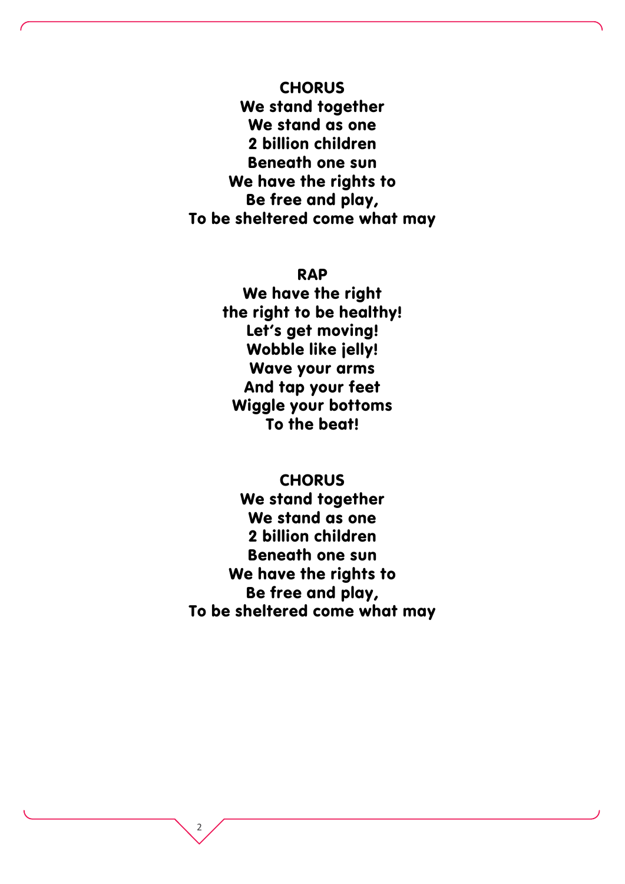**CHORUS**
**We stand together**
**We stand as one**
**2 billion children**
**Beneath one sun**
**We have the rights to**
**Be free and play,**
**To be sheltered come what may**

**RAP**
**We have the right**
**the right to be healthy!**
**Let's get moving!**
**Wobble like jelly!**
**Wave your arms**
**And tap your feet**
**Wiggle your bottoms**
**To the beat!**

**CHORUS**
**We stand together**
**We stand as one**
**2 billion children**
**Beneath one sun**
**We have the rights to**
**Be free and play,**
**To be sheltered come what may**